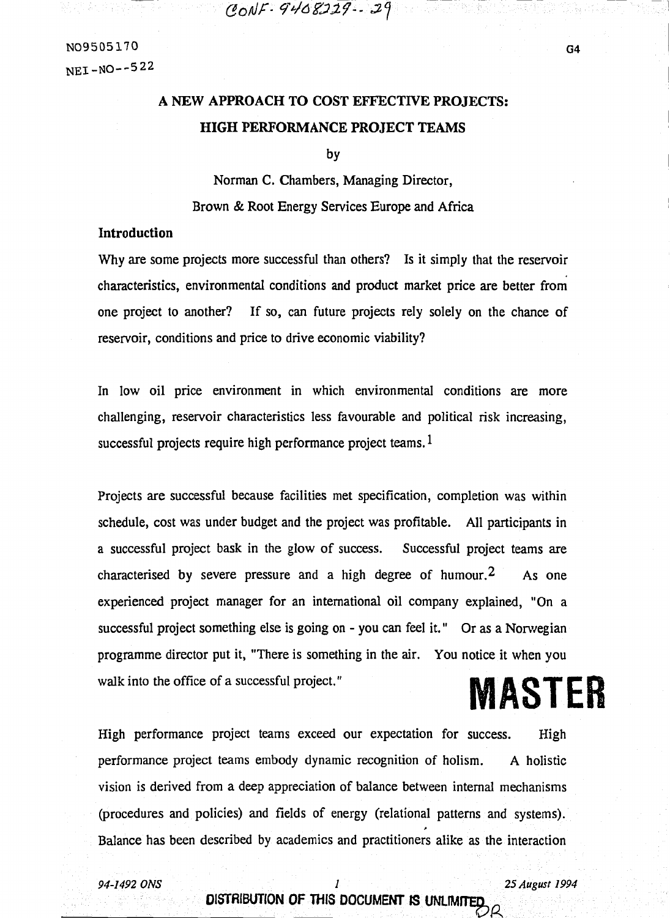CONF-9408229--29

NO9505170

NEI-NO--522

G4

# A NEW APPROACH TO COST EFFECTIVE PROJECTS: HIGH PERFORMANCE PROJECT TEAMS

by

Norman C. Chambers, Managing Director,

Brown & Root Energy Services Europe and Africa

## Introduction

Why are some projects more successful than others? Is it simply that the reservoir characteristics, environmental conditions and product market price are better from one project to another? If so, can future projects rely solely on the chance of reservoir, conditions and price to drive economic viability?

In low oil price environment in which environmental conditions are more challenging, reservoir characteristics less favourable and political risk increasing, successful projects require high performance project teams.[1]

Projects are successful because facilities met specification, completion was within schedule, cost was under budget and the project was profitable. All participants in a successful project bask in the glow of success. Successful project teams are characterised by severe pressure and a high degree of humour.[2] As one experienced project manager for an international oil company explained, "On a successful project something else is going on - you can feel it." Or as a Norwegian programme director put it, "There is something in the air. You notice it when you walk into the office of a successful project."

MASTER

High performance project teams exceed our expectation for success. High performance project teams embody dynamic recognition of holism. A holistic vision is derived from a deep appreciation of balance between internal mechanisms (procedures and policies) and fields of energy (relational patterns and systems). Balance has been described by academics and practitioners alike as the interaction

94-1492 ONS

25 August 1994

DISTRIBUTION OF THIS DOCUMENT IS UNLIMITED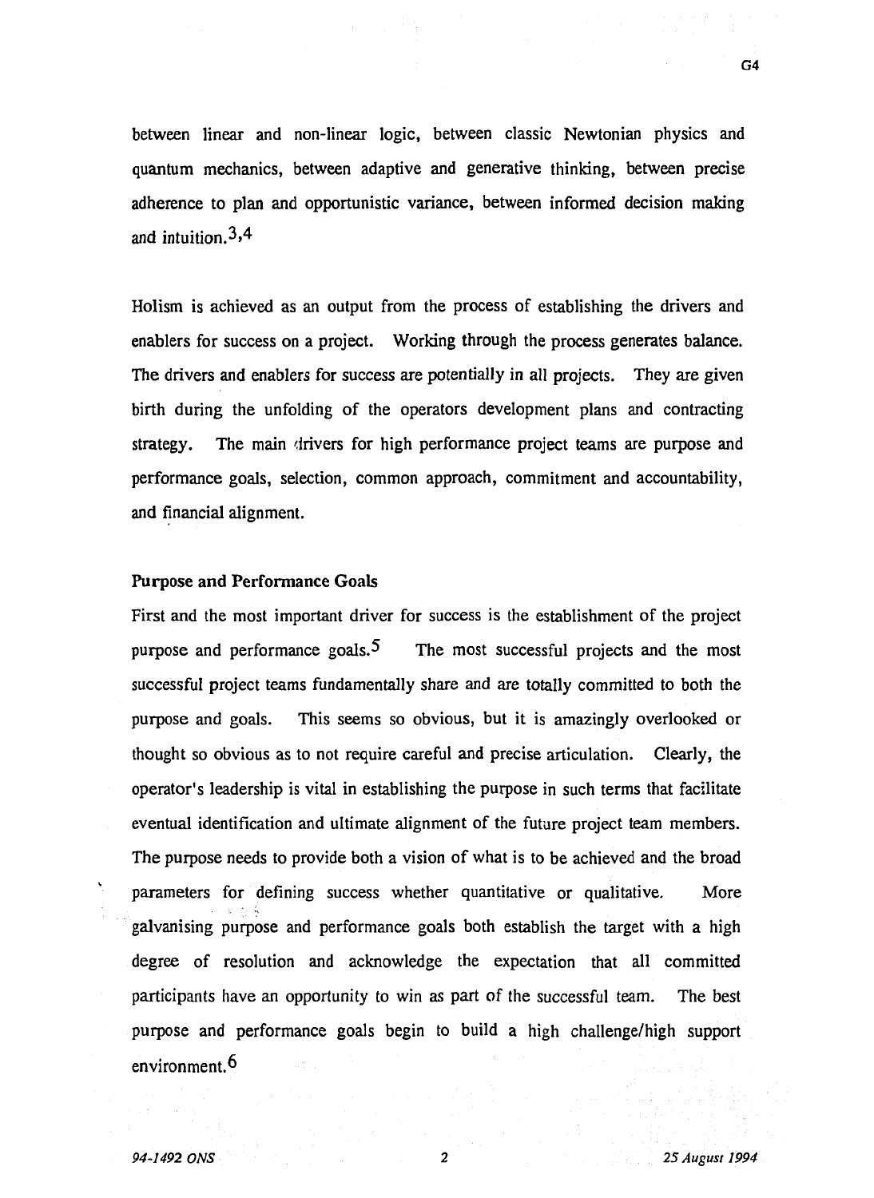between linear and non-linear logic, between classic Newtonian physics and quantum mechanics, between adaptive and generative thinking, between precise adherence to plan and opportunistic variance, between informed decision making and intuition.[3,4]

Holism is achieved as an output from the process of establishing the drivers and enablers for success on a project. Working through the process generates balance. The drivers and enablers for success are potentially in all projects. They are given birth during the unfolding of the operators development plans and contracting strategy. The main drivers for high performance project teams are purpose and performance goals, selection, common approach, commitment and accountability, and financial alignment.

### Purpose and Performance Goals

First and the most important driver for success is the establishment of the project purpose and performance goals.[5] The most successful projects and the most successful project teams fundamentally share and are totally committed to both the purpose and goals. This seems so obvious, but it is amazingly overlooked or thought so obvious as to not require careful and precise articulation. Clearly, the operator's leadership is vital in establishing the purpose in such terms that facilitate eventual identification and ultimate alignment of the future project team members. The purpose needs to provide both a vision of what is to be achieved and the broad parameters for defining success whether quantitative or qualitative. More galvanising purpose and performance goals both establish the target with a high degree of resolution and acknowledge the expectation that all committed participants have an opportunity to win as part of the successful team. The best purpose and performance goals begin to build a high challenge/high support environment.[6]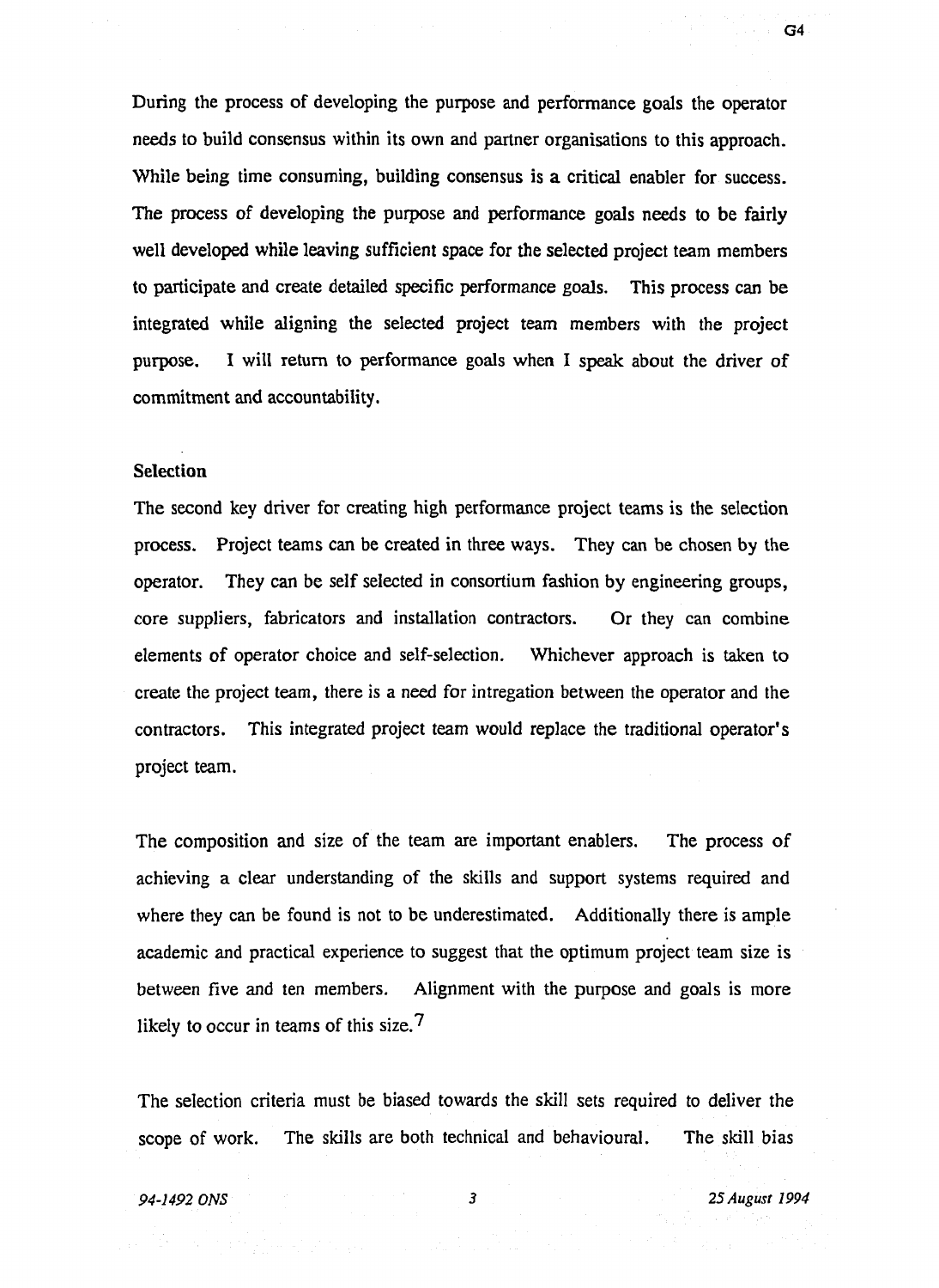During the process of developing the purpose and performance goals the operator needs to build consensus within its own and partner organisations to this approach. While being time consuming, building consensus is a critical enabler for success. The process of developing the purpose and performance goals needs to be fairly well developed while leaving sufficient space for the selected project team members to participate and create detailed specific performance goals. This process can be integrated while aligning the selected project team members with the project purpose. I will return to performance goals when I speak about the driver of commitment and accountability.

**Selection**

The second key driver for creating high performance project teams is the selection process. Project teams can be created in three ways. They can be chosen by the operator. They can be self selected in consortium fashion by engineering groups, core suppliers, fabricators and installation contractors. Or they can combine elements of operator choice and self-selection. Whichever approach is taken to create the project team, there is a need for intregation between the operator and the contractors. This integrated project team would replace the traditional operator's project team.

The composition and size of the team are important enablers. The process of achieving a clear understanding of the skills and support systems required and where they can be found is not to be underestimated. Additionally there is ample academic and practical experience to suggest that the optimum project team size is between five and ten members. Alignment with the purpose and goals is more likely to occur in teams of this size.[7]

The selection criteria must be biased towards the skill sets required to deliver the scope of work. The skills are both technical and behavioural. The skill bias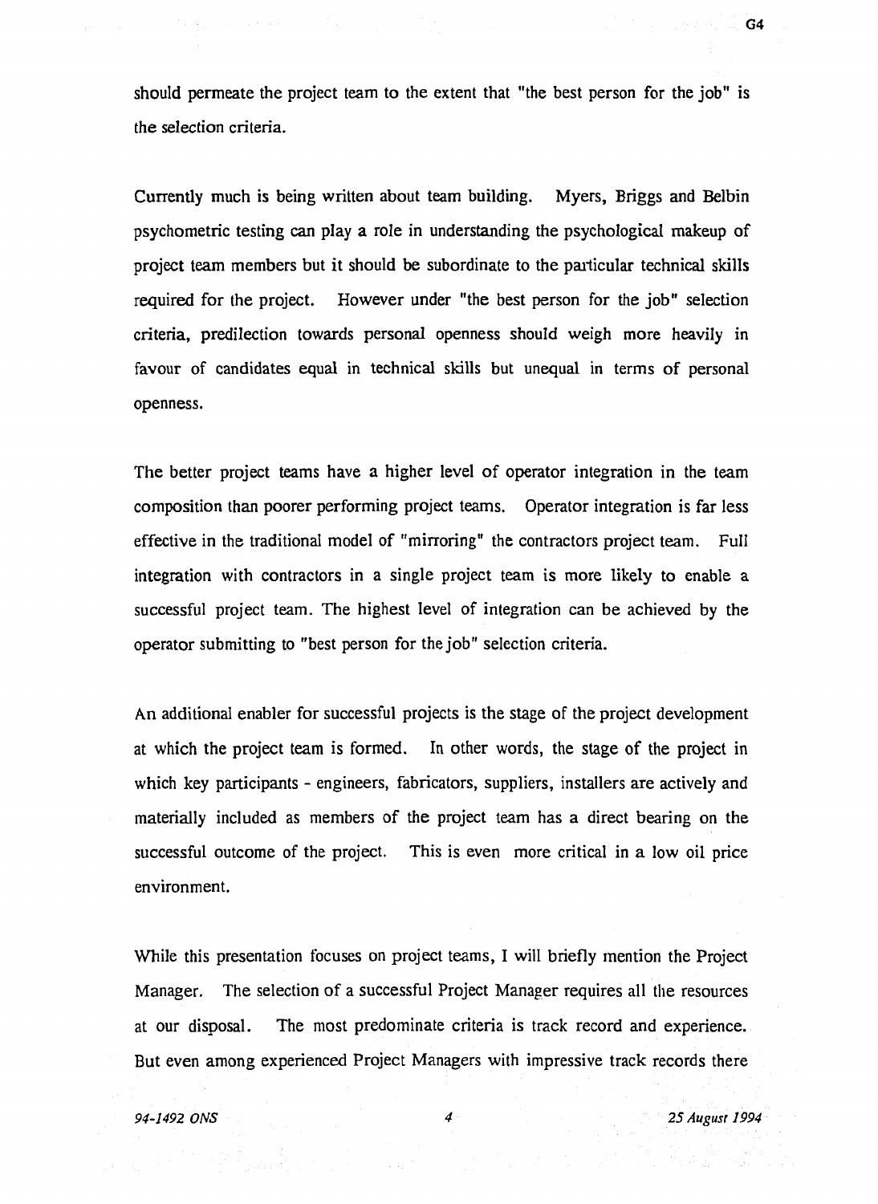should permeate the project team to the extent that "the best person for the job" is the selection criteria.

Currently much is being written about team building. Myers, Briggs and Belbin psychometric testing can play a role in understanding the psychological makeup of project team members but it should be subordinate to the particular technical skills required for the project. However under "the best person for the job" selection criteria, predilection towards personal openness should weigh more heavily in favour of candidates equal in technical skills but unequal in terms of personal openness.

The better project teams have a higher level of operator integration in the team composition than poorer performing project teams. Operator integration is far less effective in the traditional model of "mirroring" the contractors project team. Full integration with contractors in a single project team is more likely to enable a successful project team. The highest level of integration can be achieved by the operator submitting to "best person for the job" selection criteria.

An additional enabler for successful projects is the stage of the project development at which the project team is formed. In other words, the stage of the project in which key participants - engineers, fabricators, suppliers, installers are actively and materially included as members of the project team has a direct bearing on the successful outcome of the project. This is even more critical in a low oil price environment.

While this presentation focuses on project teams, I will briefly mention the Project Manager. The selection of a successful Project Manager requires all the resources at our disposal. The most predominate criteria is track record and experience. But even among experienced Project Managers with impressive track records there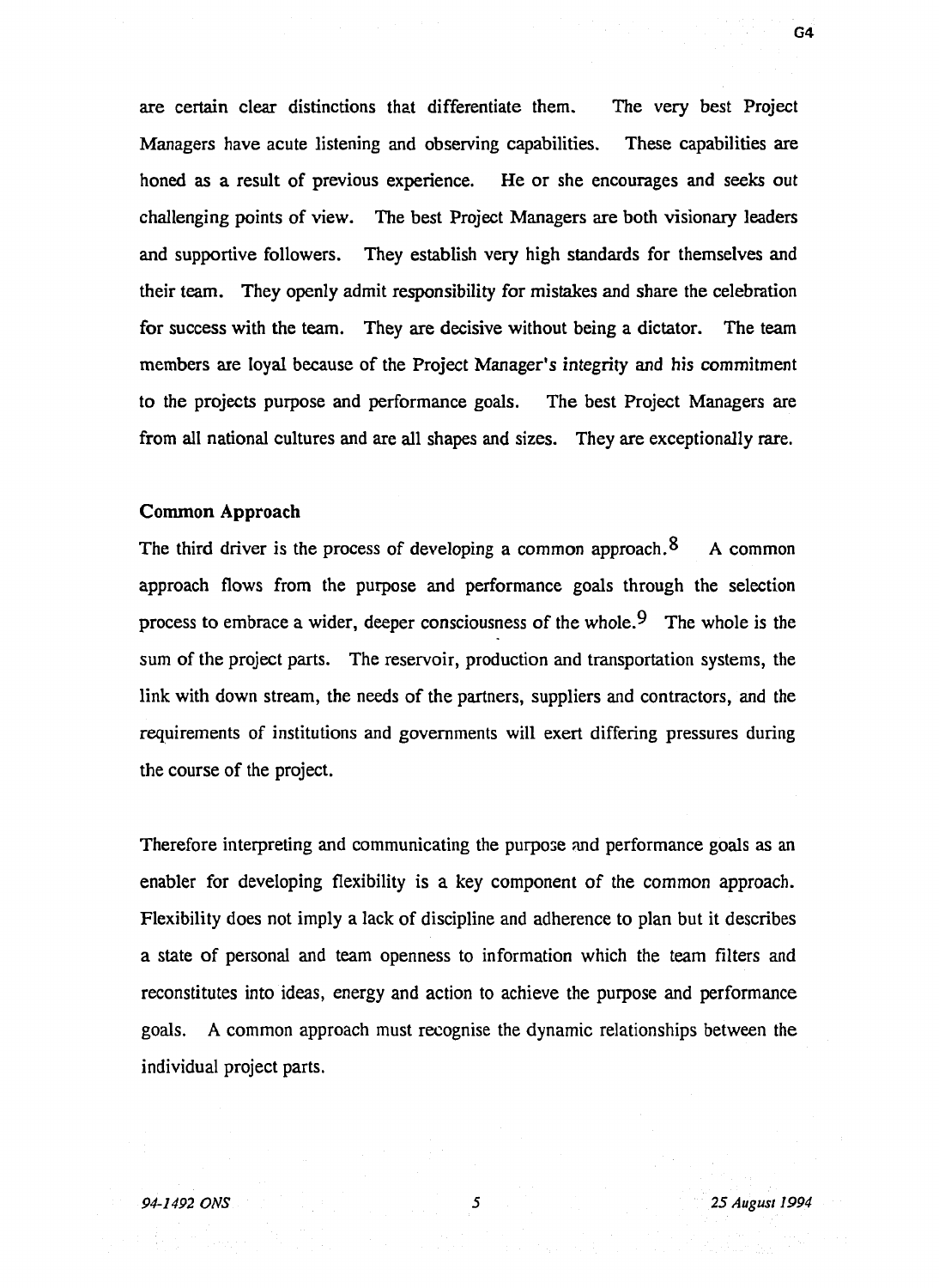are certain clear distinctions that differentiate them. The very best Project Managers have acute listening and observing capabilities. These capabilities are honed as a result of previous experience. He or she encourages and seeks out challenging points of view. The best Project Managers are both visionary leaders and supportive followers. They establish very high standards for themselves and their team. They openly admit responsibility for mistakes and share the celebration for success with the team. They are decisive without being a dictator. The team members are loyal because of the Project Manager's integrity and his commitment to the projects purpose and performance goals. The best Project Managers are from all national cultures and are all shapes and sizes. They are exceptionally rare.

**Common Approach**

The third driver is the process of developing a common approach.[8] A common approach flows from the purpose and performance goals through the selection process to embrace a wider, deeper consciousness of the whole.[9] The whole is the sum of the project parts. The reservoir, production and transportation systems, the link with down stream, the needs of the partners, suppliers and contractors, and the requirements of institutions and governments will exert differing pressures during the course of the project.

Therefore interpreting and communicating the purpose and performance goals as an enabler for developing flexibility is a key component of the common approach. Flexibility does not imply a lack of discipline and adherence to plan but it describes a state of personal and team openness to information which the team filters and reconstitutes into ideas, energy and action to achieve the purpose and performance goals. A common approach must recognise the dynamic relationships between the individual project parts.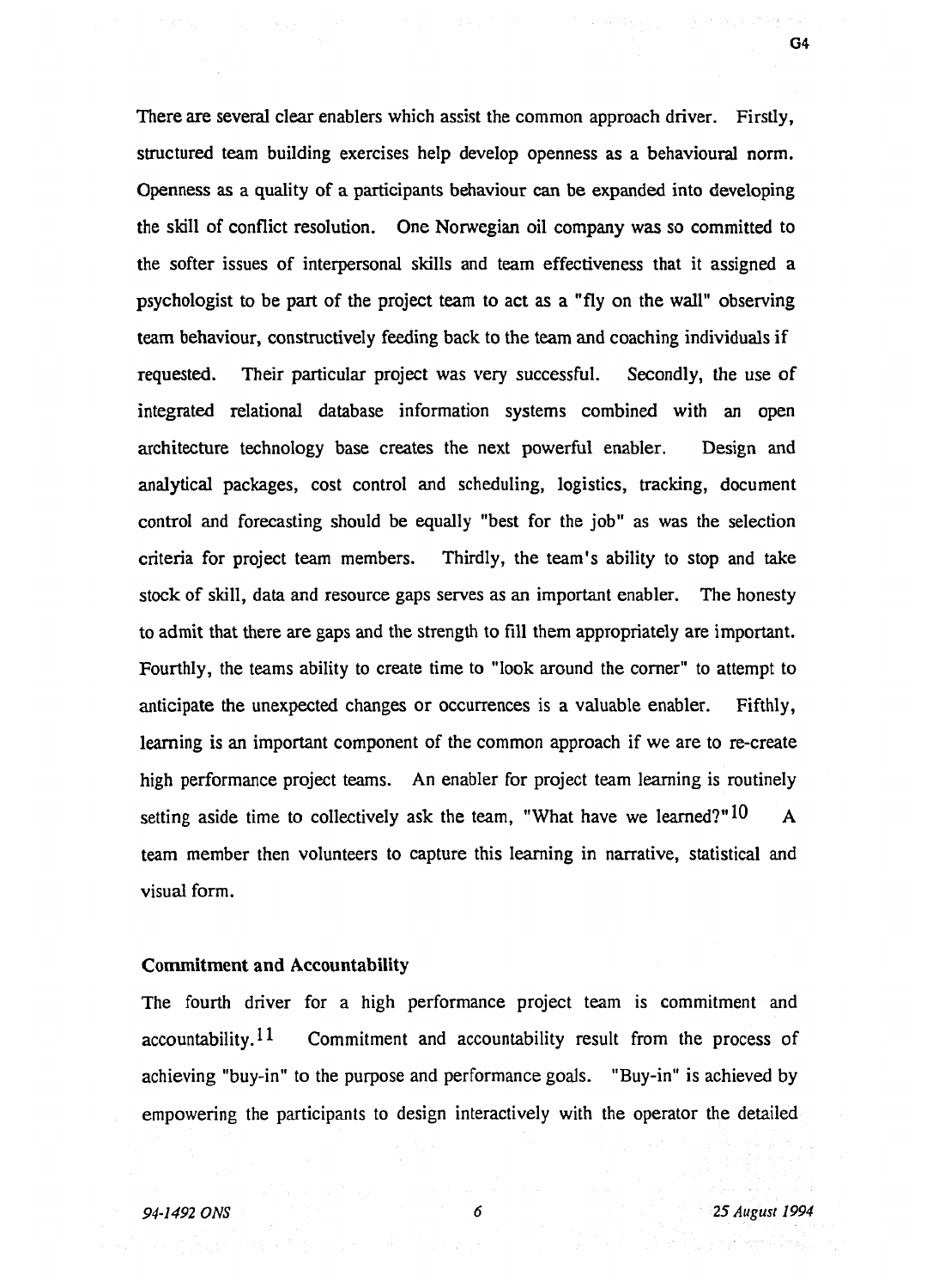There are several clear enablers which assist the common approach driver. Firstly, structured team building exercises help develop openness as a behavioural norm. Openness as a quality of a participants behaviour can be expanded into developing the skill of conflict resolution. One Norwegian oil company was so committed to the softer issues of interpersonal skills and team effectiveness that it assigned a psychologist to be part of the project team to act as a "fly on the wall" observing team behaviour, constructively feeding back to the team and coaching individuals if requested. Their particular project was very successful. Secondly, the use of integrated relational database information systems combined with an open architecture technology base creates the next powerful enabler. Design and analytical packages, cost control and scheduling, logistics, tracking, document control and forecasting should be equally "best for the job" as was the selection criteria for project team members. Thirdly, the team's ability to stop and take stock of skill, data and resource gaps serves as an important enabler. The honesty to admit that there are gaps and the strength to fill them appropriately are important. Fourthly, the teams ability to create time to "look around the corner" to attempt to anticipate the unexpected changes or occurrences is a valuable enabler. Fifthly, learning is an important component of the common approach if we are to re-create high performance project teams. An enabler for project team learning is routinely setting aside time to collectively ask the team, "What have we learned?"[10] A team member then volunteers to capture this learning in narrative, statistical and visual form.

### Commitment and Accountability

The fourth driver for a high performance project team is commitment and accountability.[11] Commitment and accountability result from the process of achieving "buy-in" to the purpose and performance goals. "Buy-in" is achieved by empowering the participants to design interactively with the operator the detailed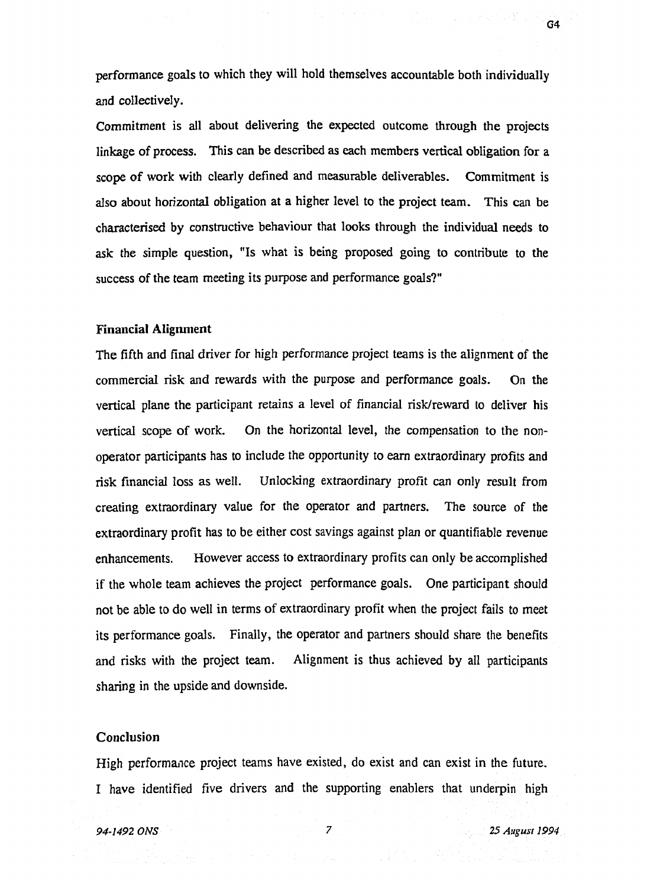performance goals to which they will hold themselves accountable both individually and collectively.

Commitment is all about delivering the expected outcome through the projects linkage of process. This can be described as each members vertical obligation for a scope of work with clearly defined and measurable deliverables. Commitment is also about horizontal obligation at a higher level to the project team. This can be characterised by constructive behaviour that looks through the individual needs to ask the simple question, "Is what is being proposed going to contribute to the success of the team meeting its purpose and performance goals?"

**Financial Alignment**

The fifth and final driver for high performance project teams is the alignment of the commercial risk and rewards with the purpose and performance goals. On the vertical plane the participant retains a level of financial risk/reward to deliver his vertical scope of work. On the horizontal level, the compensation to the non-operator participants has to include the opportunity to earn extraordinary profits and risk financial loss as well. Unlocking extraordinary profit can only result from creating extraordinary value for the operator and partners. The source of the extraordinary profit has to be either cost savings against plan or quantifiable revenue enhancements. However access to extraordinary profits can only be accomplished if the whole team achieves the project performance goals. One participant should not be able to do well in terms of extraordinary profit when the project fails to meet its performance goals. Finally, the operator and partners should share the benefits and risks with the project team. Alignment is thus achieved by all participants sharing in the upside and downside.

**Conclusion**

High performance project teams have existed, do exist and can exist in the future. I have identified five drivers and the supporting enablers that underpin high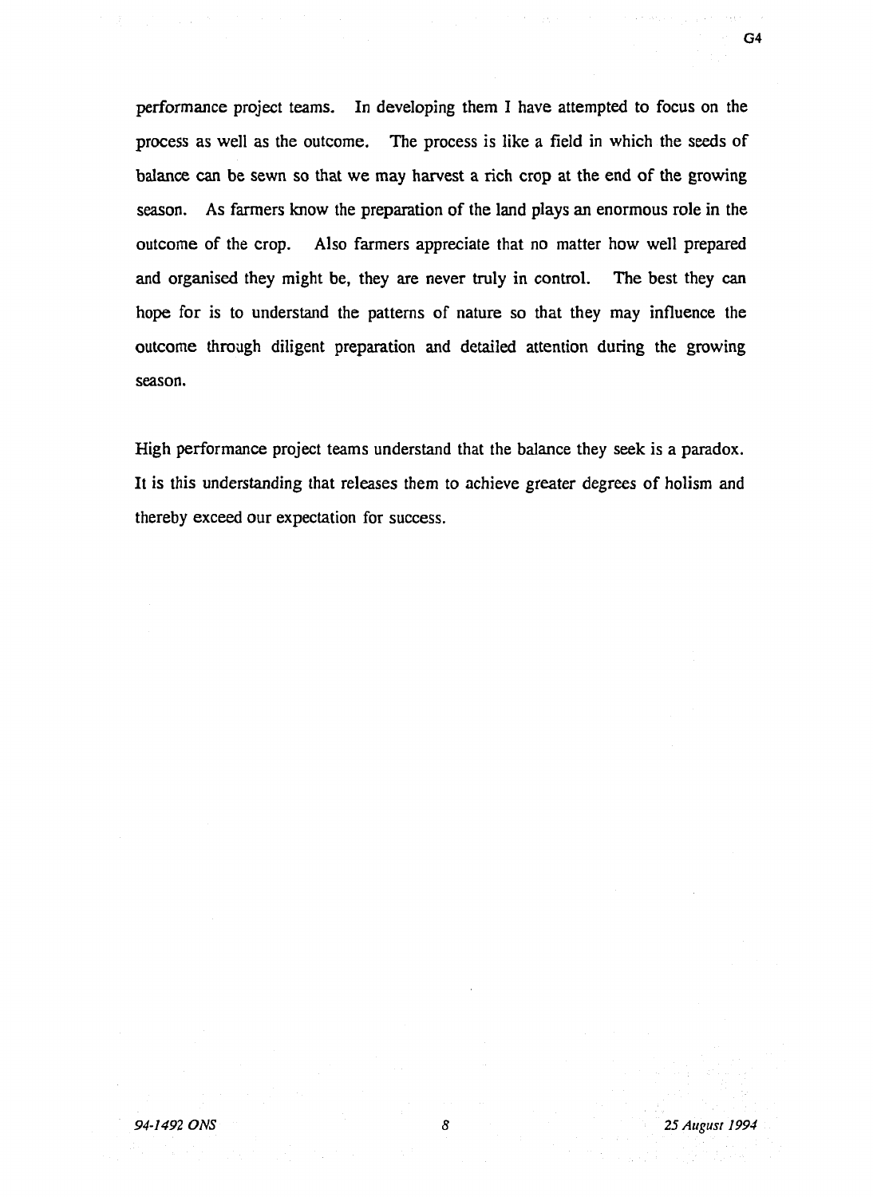performance project teams. In developing them I have attempted to focus on the process as well as the outcome. The process is like a field in which the seeds of balance can be sewn so that we may harvest a rich crop at the end of the growing season. As farmers know the preparation of the land plays an enormous role in the outcome of the crop. Also farmers appreciate that no matter how well prepared and organised they might be, they are never truly in control. The best they can hope for is to understand the patterns of nature so that they may influence the outcome through diligent preparation and detailed attention during the growing season.

High performance project teams understand that the balance they seek is a paradox. It is this understanding that releases them to achieve greater degrees of holism and thereby exceed our expectation for success.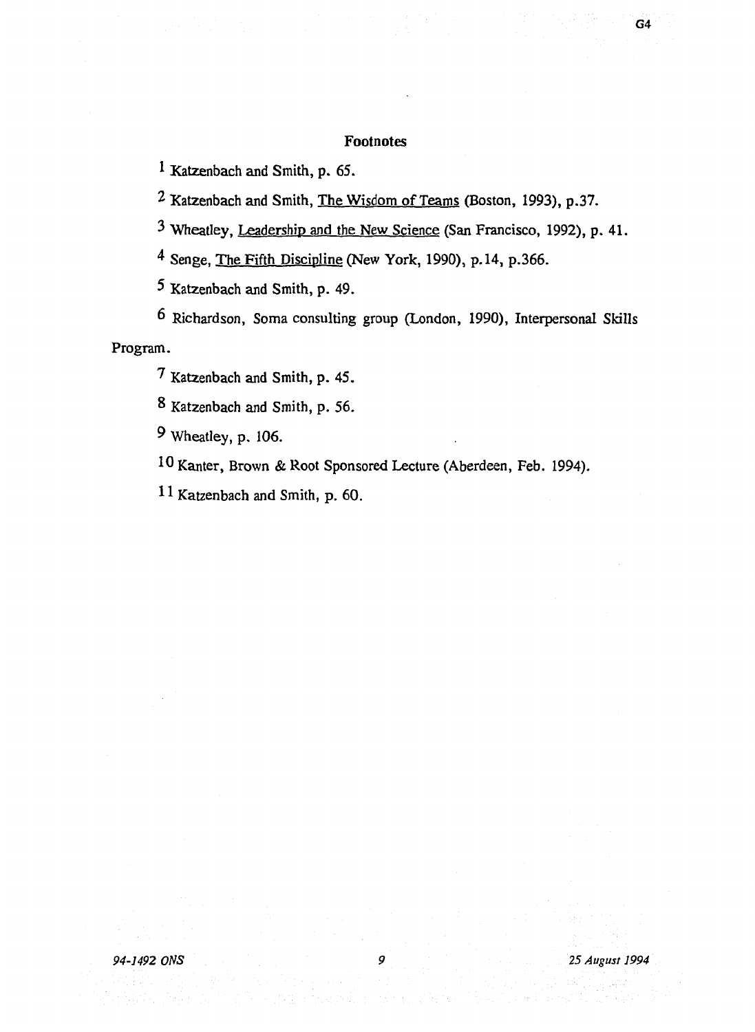## Footnotes

[1] Katzenbach and Smith, p. 65.

[2] Katzenbach and Smith, The Wisdom of Teams (Boston, 1993), p.37.

[3] Wheatley, Leadership and the New Science (San Francisco, 1992), p. 41.

[4] Senge, The Fifth Discipline (New York, 1990), p.14, p.366.

[5] Katzenbach and Smith, p. 49.

[6] Richardson, Soma consulting group (London, 1990), Interpersonal Skills Program.

[7] Katzenbach and Smith, p. 45.

[8] Katzenbach and Smith, p. 56.

[9] Wheatley, p. 106.

[10] Kanter, Brown & Root Sponsored Lecture (Aberdeen, Feb. 1994).

[11] Katzenbach and Smith, p. 60.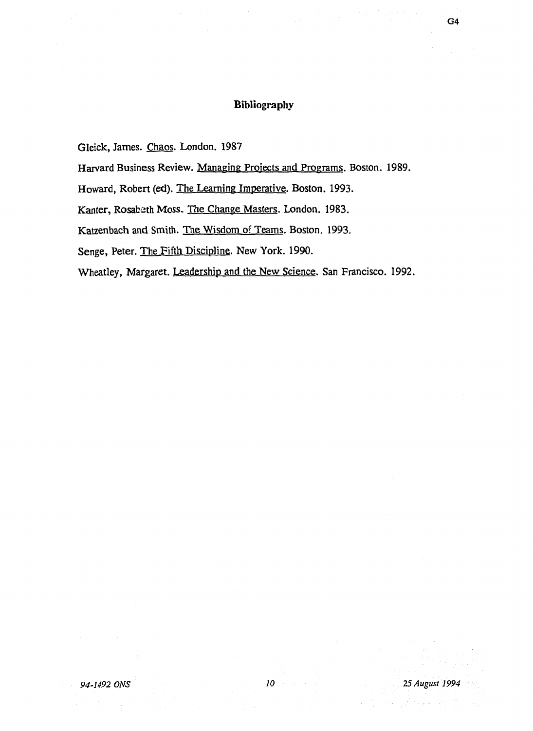## Bibliography

Gleick, James. Chaos. London. 1987

Harvard Business Review. Managing Projects and Programs. Boston. 1989.

Howard, Robert (ed). The Learning Imperative. Boston. 1993.

Kanter, Rosabeth Moss. The Change Masters. London. 1983.

Katzenbach and Smith. The Wisdom of Teams. Boston. 1993.

Senge, Peter. The Fifth Discipline. New York. 1990.

Wheatley, Margaret. Leadership and the New Science. San Francisco. 1992.